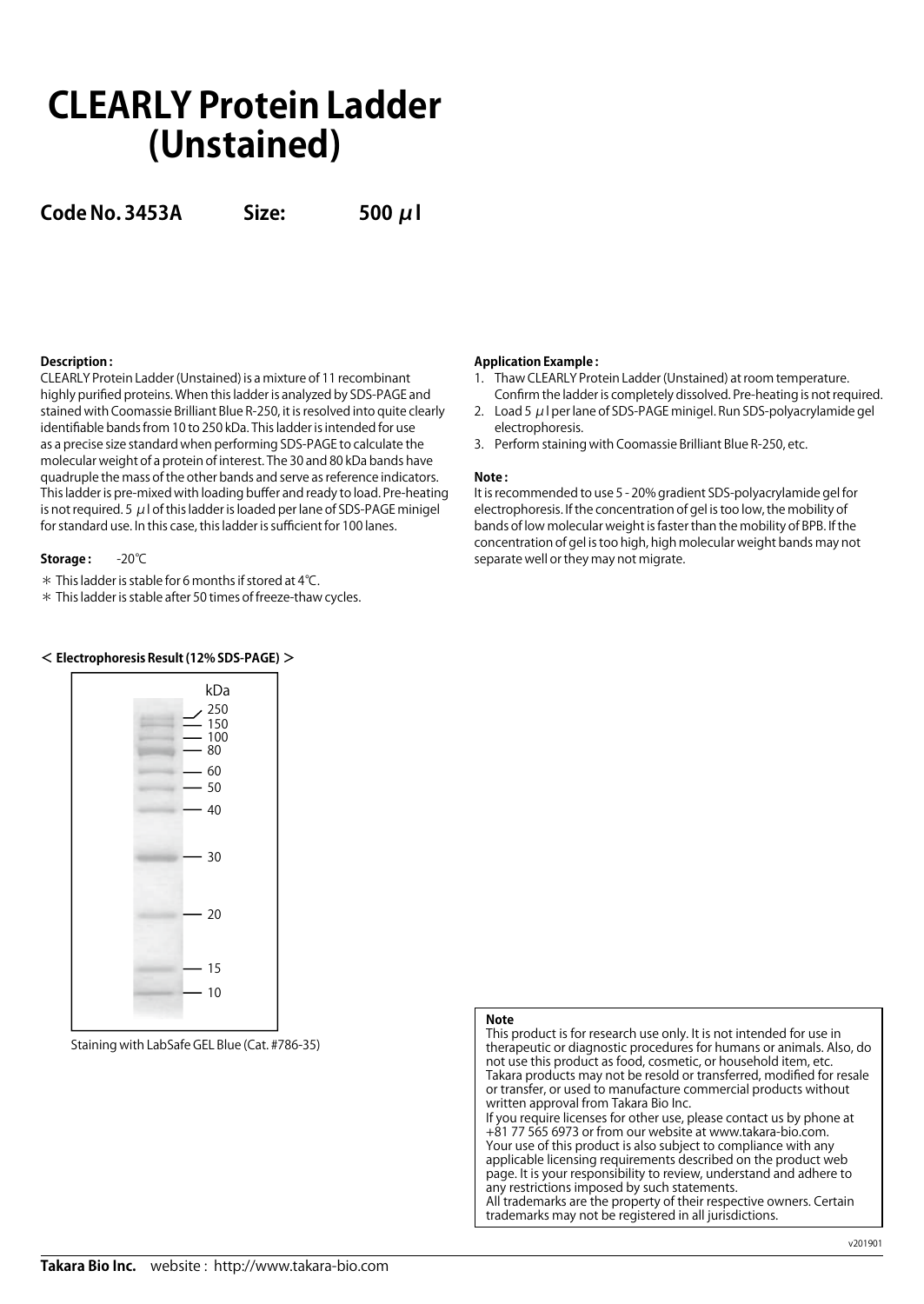# CLEARLY Protein Ladder (Unstained)

**Code No. 3453A Size: 500 μl**

**Description :**

CLEARLY Protein Ladder (Unstained) is a mixture of 11 recombinant highly purified proteins. When this ladder is analyzed by SDS-PAGE and stained with Coomassie Brilliant Blue R-250, it is resolved into quite clearly identifiable bands from 10 to 250 kDa. This ladder is intended for use as a precise size standard when performing SDS-PAGE to calculate the molecular weight of a protein of interest. The 30 and 80 kDa bands have quadruple the mass of the other bands and serve as reference indicators. This ladder is pre-mixed with loading buffer and ready to load. Pre-heating is not required. 5 μl of this ladder is loaded per lane of SDS-PAGE minigel for standard use. In this case, this ladder is sufficient for 100 lanes.

**Storage :** -20℃

＊ This ladder is stable for 6 months if stored at 4℃.

＊ This ladder is stable after 50 times of freeze-thaw cycles.

**< Electrophoresis Result (12% SDS-PAGE) >**

kDa: 250, 150, 100, 80, 60, 50, 40, 30, 20, 15, 10

Staining with LabSafe GEL Blue (Cat. #786-35)

**Application Example :**

1. Thaw CLEARLY Protein Ladder (Unstained) at room temperature. Confirm the ladder is completely dissolved. Pre-heating is not required.
2. Load 5 μl per lane of SDS-PAGE minigel. Run SDS-polyacrylamide gel electrophoresis.
3. Perform staining with Coomassie Brilliant Blue R-250, etc.

**Note :**

It is recommended to use 5 - 20% gradient SDS-polyacrylamide gel for electrophoresis. If the concentration of gel is too low, the mobility of bands of low molecular weight is faster than the mobility of BPB. If the concentration of gel is too high, high molecular weight bands may not separate well or they may not migrate.

**Note**

This product is for research use only. It is not intended for use in therapeutic or diagnostic procedures for humans or animals. Also, do not use this product as food, cosmetic, or household item, etc.
Takara products may not be resold or transferred, modified for resale or transfer, or used to manufacture commercial products without written approval from Takara Bio Inc.
If you require licenses for other use, please contact us by phone at +81 77 565 6973 or from our website at www.takara-bio.com.
Your use of this product is also subject to compliance with any applicable licensing requirements described on the product web page. It is your responsibility to review, understand and adhere to any restrictions imposed by such statements.
All trademarks are the property of their respective owners. Certain trademarks may not be registered in all jurisdictions.

v201901

**Takara Bio Inc.** website : http://www.takara-bio.com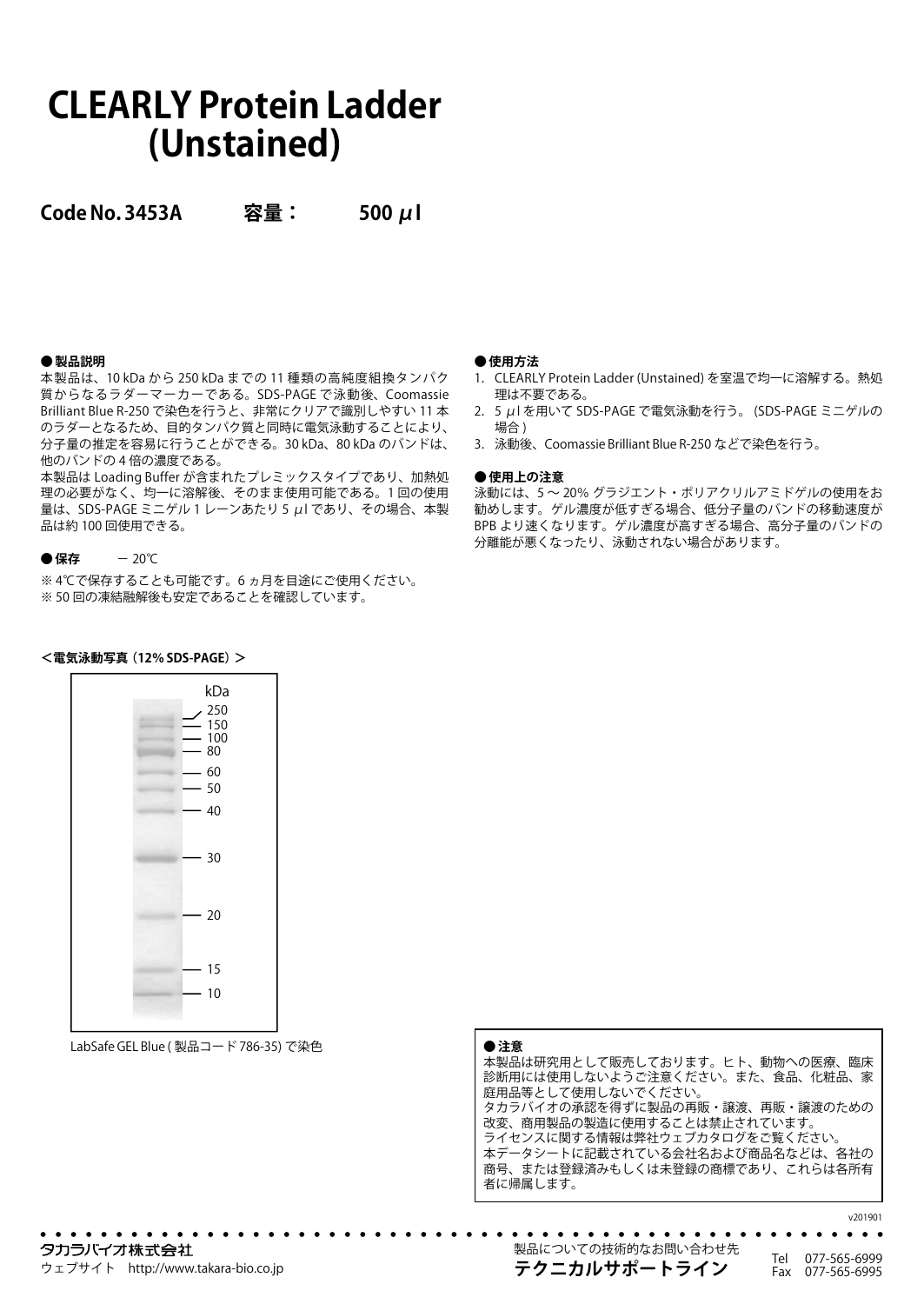# CLEARLY Protein Ladder (Unstained)

**Code No. 3453A　　容量：　　500 μl**

## ● 製品説明

本製品は、10 kDa から 250 kDa までの 11 種類の高純度組換タンパク質からなるラダーマーカーである。SDS-PAGE で泳動後、Coomassie Brilliant Blue R-250 で染色を行うと、非常にクリアで識別しやすい 11 本のラダーとなるため、目的タンパク質と同時に電気泳動することにより、分子量の推定を容易に行うことができる。30 kDa、80 kDa のバンドは、他のバンドの 4 倍の濃度である。

本製品は Loading Buffer が含まれたプレミックスタイプであり、加熱処理の必要がなく、均一に溶解後、そのまま使用可能である。1 回の使用量は、SDS-PAGE ミニゲル 1 レーンあたり 5 μl であり、その場合、本製品は約 100 回使用できる。

## ● 保存　　－ 20℃

※ 4℃で保存することも可能です。6 ヵ月を目途にご使用ください。
※ 50 回の凍結融解後も安定であることを確認しています。

**＜電気泳動写真（12% SDS-PAGE）＞**

kDa
250
150
100
80
60
50
40
30
20
15
10

LabSafe GEL Blue ( 製品コード 786-35) で染色

## ● 使用方法

1. CLEARLY Protein Ladder (Unstained) を室温で均一に溶解する。熱処理は不要である。
2. 5 μl を用いて SDS-PAGE で電気泳動を行う。(SDS-PAGE ミニゲルの場合 )
3. 泳動後、Coomassie Brilliant Blue R-250 などで染色を行う。

## ● 使用上の注意

泳動には、5 ～ 20% グラジエント・ポリアクリルアミドゲルの使用をお勧めします。ゲル濃度が低すぎる場合、低分子量のバンドの移動速度が BPB より速くなります。ゲル濃度が高すぎる場合、高分子量のバンドの分離能が悪くなったり、泳動されない場合があります。

## ● 注意

本製品は研究用として販売しております。ヒト、動物への医療、臨床診断用には使用しないようご注意ください。また、食品、化粧品、家庭用品等として使用しないでください。
タカラバイオの承認を得ずに製品の再販・譲渡、再販・譲渡のための改変、商用製品の製造に使用することは禁止されています。
ライセンスに関する情報は弊社ウェブカタログをご覧ください。
本データシートに記載されている会社名および商品名などは、各社の商号、または登録済みもしくは未登録の商標であり、これらは各所有者に帰属します。

v201901

タカラバイオ株式会社
ウェブサイト　http://www.takara-bio.co.jp

製品についての技術的なお問い合わせ先
**テクニカルサポートライン**　Tel 077-565-6999　Fax 077-565-6995